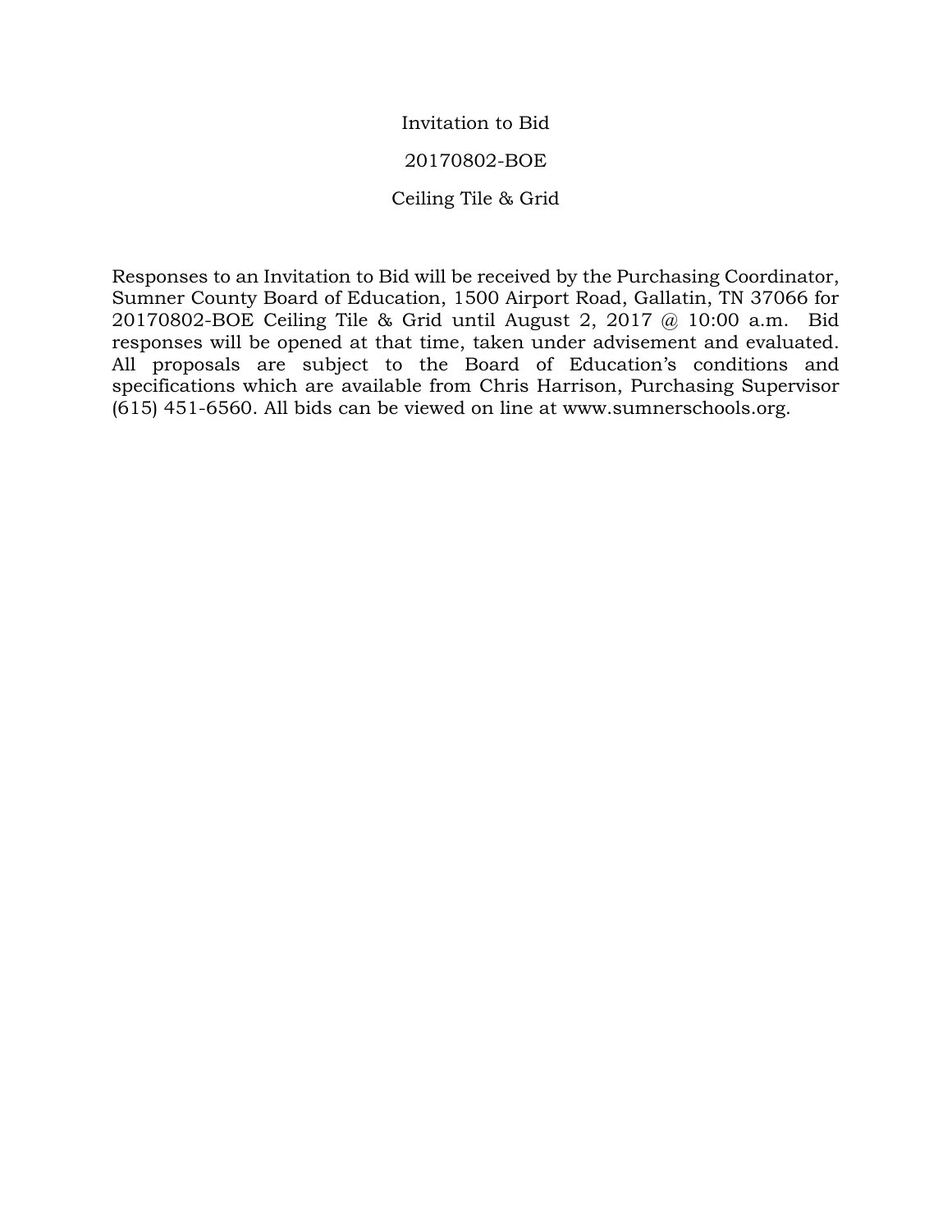# Invitation to Bid

## 20170802-BOE

## Ceiling Tile & Grid

Responses to an Invitation to Bid will be received by the Purchasing Coordinator, Sumner County Board of Education, 1500 Airport Road, Gallatin, TN 37066 for 20170802-BOE Ceiling Tile & Grid until August 2, 2017 @ 10:00 a.m. Bid responses will be opened at that time, taken under advisement and evaluated. All proposals are subject to the Board of Education's conditions and specifications which are available from Chris Harrison, Purchasing Supervisor (615) 451-6560. All bids can be viewed on line at www.sumnerschools.org.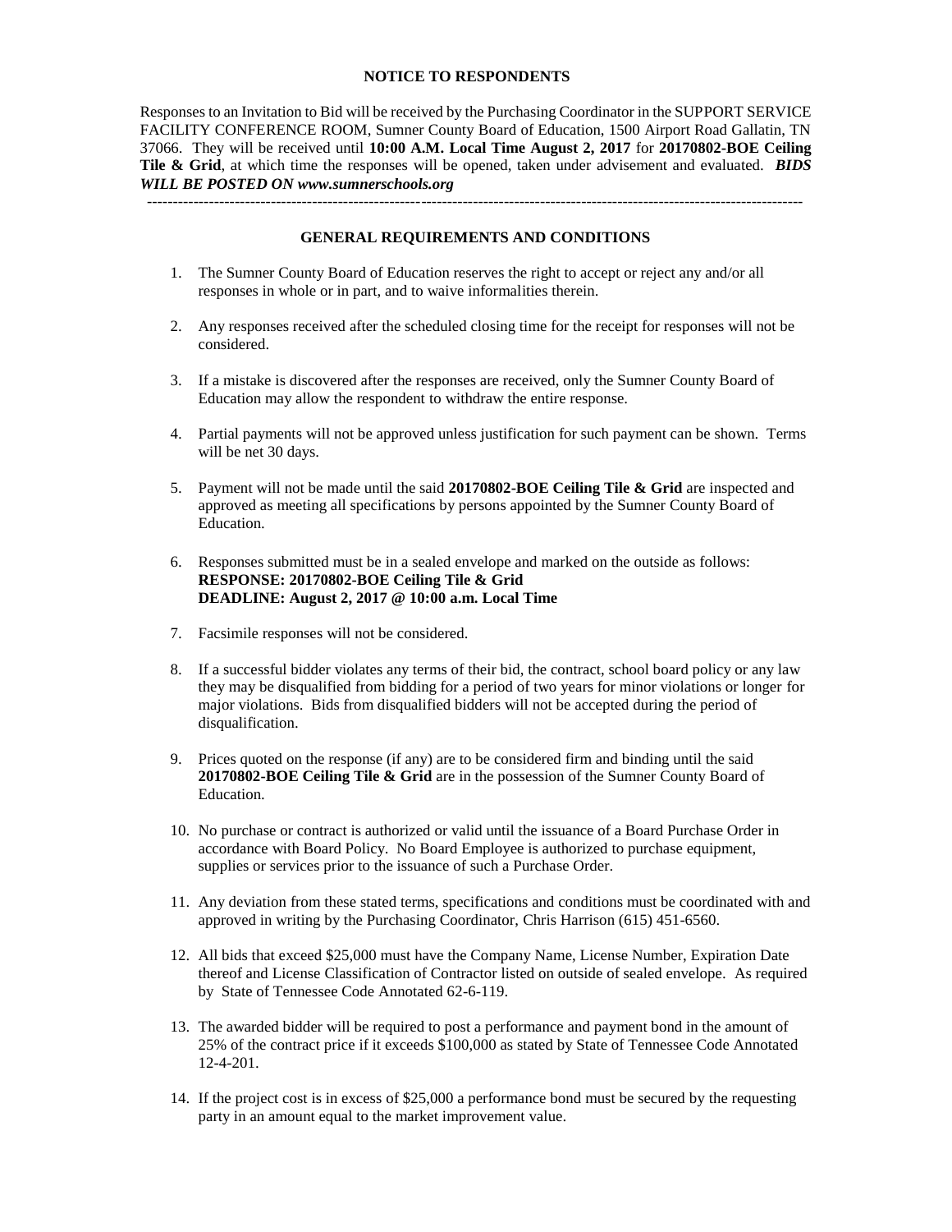## NOTICE TO RESPONDENTS

Responses to an Invitation to Bid will be received by the Purchasing Coordinator in the SUPPORT SERVICE FACILITY CONFERENCE ROOM, Sumner County Board of Education, 1500 Airport Road Gallatin, TN 37066. They will be received until **10:00 A.M. Local Time August 2, 2017** for **20170802-BOE Ceiling Tile & Grid**, at which time the responses will be opened, taken under advisement and evaluated. ***BIDS WILL BE POSTED ON www.sumnerschools.org***

---

## GENERAL REQUIREMENTS AND CONDITIONS

1. The Sumner County Board of Education reserves the right to accept or reject any and/or all responses in whole or in part, and to waive informalities therein.

2. Any responses received after the scheduled closing time for the receipt for responses will not be considered.

3. If a mistake is discovered after the responses are received, only the Sumner County Board of Education may allow the respondent to withdraw the entire response.

4. Partial payments will not be approved unless justification for such payment can be shown. Terms will be net 30 days.

5. Payment will not be made until the said **20170802-BOE Ceiling Tile & Grid** are inspected and approved as meeting all specifications by persons appointed by the Sumner County Board of Education.

6. Responses submitted must be in a sealed envelope and marked on the outside as follows:
   **RESPONSE: 20170802-BOE Ceiling Tile & Grid**
   **DEADLINE: August 2, 2017 @ 10:00 a.m. Local Time**

7. Facsimile responses will not be considered.

8. If a successful bidder violates any terms of their bid, the contract, school board policy or any law they may be disqualified from bidding for a period of two years for minor violations or longer for major violations. Bids from disqualified bidders will not be accepted during the period of disqualification.

9. Prices quoted on the response (if any) are to be considered firm and binding until the said **20170802-BOE Ceiling Tile & Grid** are in the possession of the Sumner County Board of Education.

10. No purchase or contract is authorized or valid until the issuance of a Board Purchase Order in accordance with Board Policy. No Board Employee is authorized to purchase equipment, supplies or services prior to the issuance of such a Purchase Order.

11. Any deviation from these stated terms, specifications and conditions must be coordinated with and approved in writing by the Purchasing Coordinator, Chris Harrison (615) 451-6560.

12. All bids that exceed $25,000 must have the Company Name, License Number, Expiration Date thereof and License Classification of Contractor listed on outside of sealed envelope. As required by State of Tennessee Code Annotated 62-6-119.

13. The awarded bidder will be required to post a performance and payment bond in the amount of 25% of the contract price if it exceeds $100,000 as stated by State of Tennessee Code Annotated 12-4-201.

14. If the project cost is in excess of $25,000 a performance bond must be secured by the requesting party in an amount equal to the market improvement value.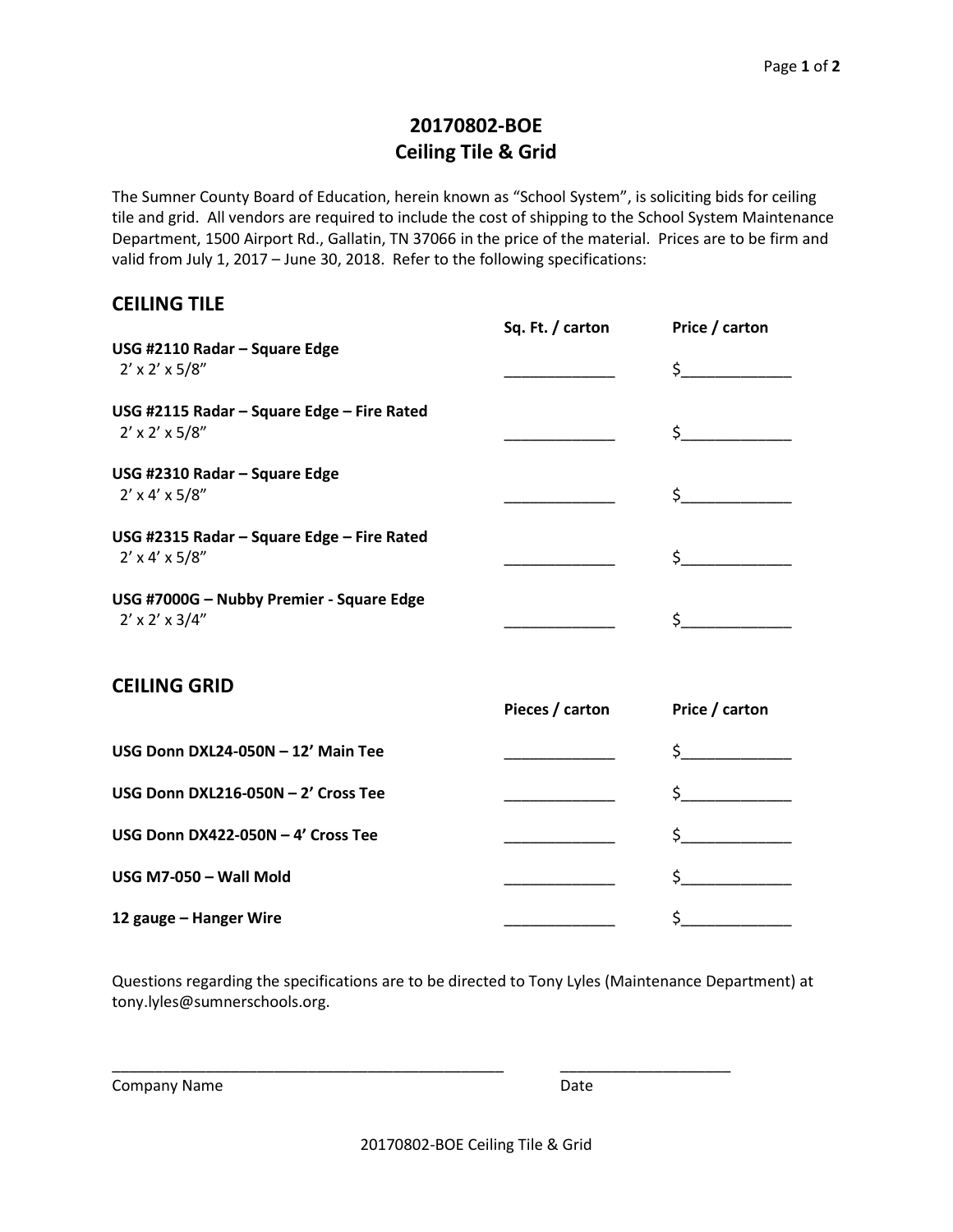# 20170802-BOE
# Ceiling Tile & Grid

The Sumner County Board of Education, herein known as "School System", is soliciting bids for ceiling tile and grid. All vendors are required to include the cost of shipping to the School System Maintenance Department, 1500 Airport Rd., Gallatin, TN 37066 in the price of the material. Prices are to be firm and valid from July 1, 2017 – June 30, 2018. Refer to the following specifications:

## CEILING TILE

| | Sq. Ft. / carton | Price / carton |
|---|---|---|
| **USG #2110 Radar – Square Edge**<br>2' x 2' x 5/8" | _____________ | $_____________ |
| **USG #2115 Radar – Square Edge – Fire Rated**<br>2' x 2' x 5/8" | _____________ | $_____________ |
| **USG #2310 Radar – Square Edge**<br>2' x 4' x 5/8" | _____________ | $_____________ |
| **USG #2315 Radar – Square Edge – Fire Rated**<br>2' x 4' x 5/8" | _____________ | $_____________ |
| **USG #7000G – Nubby Premier - Square Edge**<br>2' x 2' x 3/4" | _____________ | $_____________ |

## CEILING GRID

| | Pieces / carton | Price / carton |
|---|---|---|
| **USG Donn DXL24-050N – 12' Main Tee** | _____________ | $_____________ |
| **USG Donn DXL216-050N – 2' Cross Tee** | _____________ | $_____________ |
| **USG Donn DX422-050N – 4' Cross Tee** | _____________ | $_____________ |
| **USG M7-050 – Wall Mold** | _____________ | $_____________ |
| **12 gauge – Hanger Wire** | _____________ | $_____________ |

Questions regarding the specifications are to be directed to Tony Lyles (Maintenance Department) at tony.lyles@sumnerschools.org.

_______________________________________________ ____________________

Company Name Date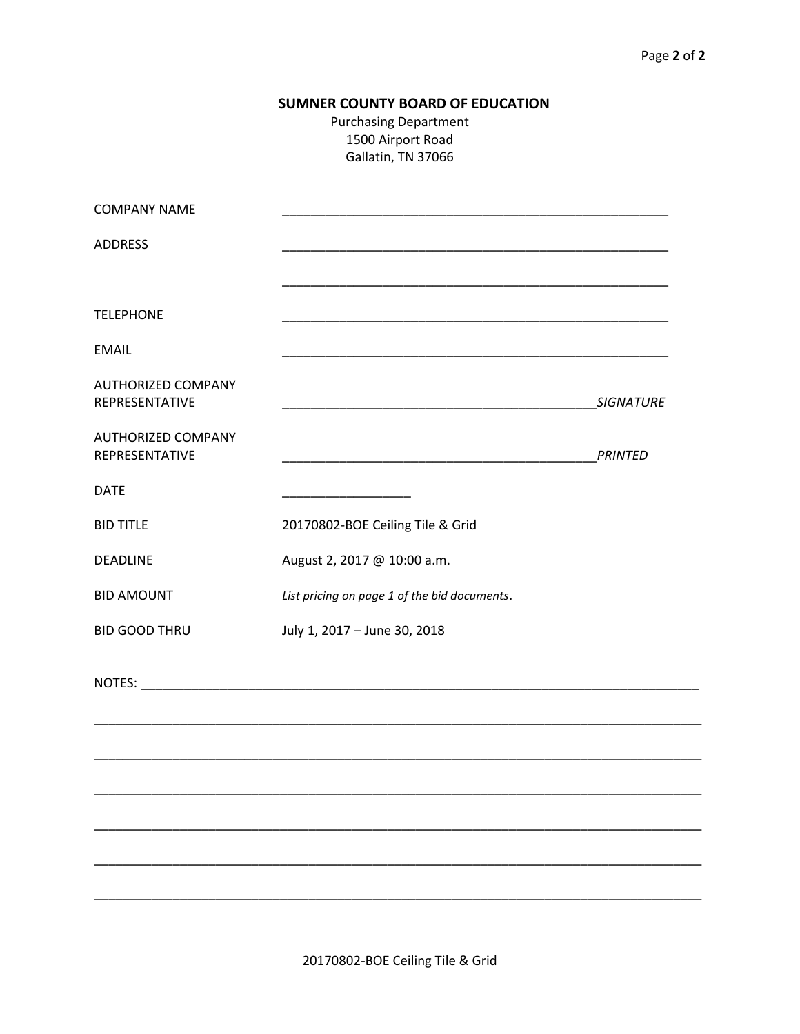**SUMNER COUNTY BOARD OF EDUCATION**

Purchasing Department
1500 Airport Road
Gallatin, TN 37066

| | |
|---|---|
| COMPANY NAME | _______________________________________________________ |
| ADDRESS | _______________________________________________________ |
| | _______________________________________________________ |
| TELEPHONE | _______________________________________________________ |
| EMAIL | _______________________________________________________ |
| AUTHORIZED COMPANY REPRESENTATIVE | _____________________________________________ *SIGNATURE* |
| AUTHORIZED COMPANY REPRESENTATIVE | _____________________________________________ *PRINTED* |
| DATE | _________________ |
| BID TITLE | 20170802-BOE Ceiling Tile & Grid |
| DEADLINE | August 2, 2017 @ 10:00 a.m. |
| BID AMOUNT | *List pricing on page 1 of the bid documents.* |
| BID GOOD THRU | July 1, 2017 – June 30, 2018 |

NOTES: ________________________________________________________________________________

________________________________________________________________________________________

________________________________________________________________________________________

________________________________________________________________________________________

________________________________________________________________________________________

________________________________________________________________________________________

________________________________________________________________________________________